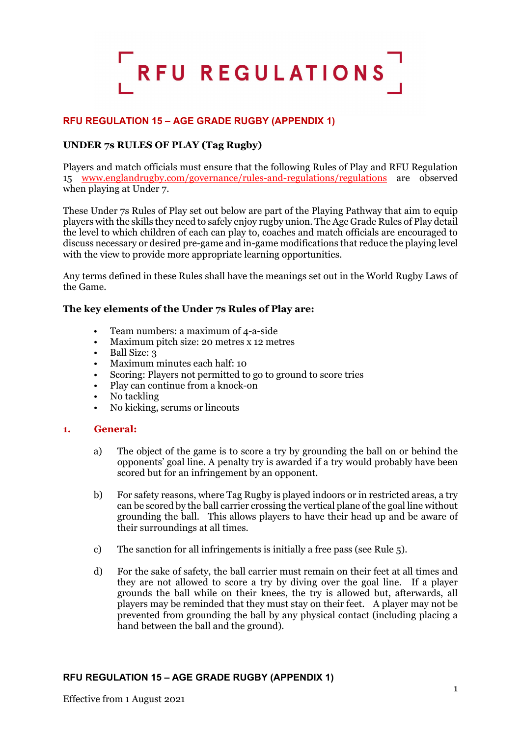# RFU REGULATIONS

## RFU REGULATION 15 – AGE GRADE RUGBY (APPENDIX 1)

### UNDER 7s RULES OF PLAY (Tag Rugby)

Players and match officials must ensure that the following Rules of Play and RFU Regulation 15 www.englandrugby.com/governance/rules-and-regulations/regulations are observed when playing at Under 7.

These Under 7s Rules of Play set out below are part of the Playing Pathway that aim to equip players with the skills they need to safely enjoy rugby union. The Age Grade Rules of Play detail the level to which children of each can play to, coaches and match officials are encouraged to discuss necessary or desired pre-game and in-game modifications that reduce the playing level with the view to provide more appropriate learning opportunities.

Any terms defined in these Rules shall have the meanings set out in the World Rugby Laws of the Game.

**The key elements of the Under 7s Rules of Play are:**

- Team numbers: a maximum of 4-a-side
- Maximum pitch size: 20 metres x 12 metres
- Ball Size: 3
- Maximum minutes each half: 10
- Scoring: Players not permitted to go to ground to score tries
- Play can continue from a knock-on
- No tackling
- No kicking, scrums or lineouts

### 1. General:

a) The object of the game is to score a try by grounding the ball on or behind the opponents' goal line. A penalty try is awarded if a try would probably have been scored but for an infringement by an opponent.

b) For safety reasons, where Tag Rugby is played indoors or in restricted areas, a try can be scored by the ball carrier crossing the vertical plane of the goal line without grounding the ball. This allows players to have their head up and be aware of their surroundings at all times.

c) The sanction for all infringements is initially a free pass (see Rule 5).

d) For the sake of safety, the ball carrier must remain on their feet at all times and they are not allowed to score a try by diving over the goal line. If a player grounds the ball while on their knees, the try is allowed but, afterwards, all players may be reminded that they must stay on their feet. A player may not be prevented from grounding the ball by any physical contact (including placing a hand between the ball and the ground).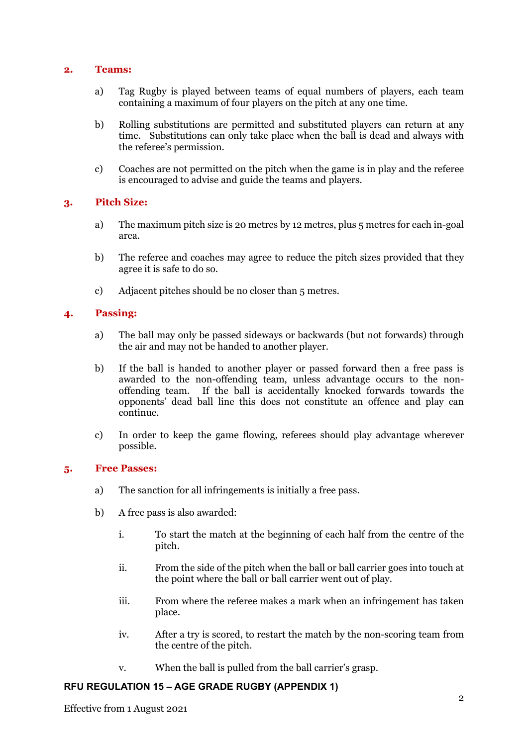## 2. Teams:

a) Tag Rugby is played between teams of equal numbers of players, each team containing a maximum of four players on the pitch at any one time.

b) Rolling substitutions are permitted and substituted players can return at any time. Substitutions can only take place when the ball is dead and always with the referee's permission.

c) Coaches are not permitted on the pitch when the game is in play and the referee is encouraged to advise and guide the teams and players.

## 3. Pitch Size:

a) The maximum pitch size is 20 metres by 12 metres, plus 5 metres for each in-goal area.

b) The referee and coaches may agree to reduce the pitch sizes provided that they agree it is safe to do so.

c) Adjacent pitches should be no closer than 5 metres.

## 4. Passing:

a) The ball may only be passed sideways or backwards (but not forwards) through the air and may not be handed to another player.

b) If the ball is handed to another player or passed forward then a free pass is awarded to the non-offending team, unless advantage occurs to the non-offending team. If the ball is accidentally knocked forwards towards the opponents' dead ball line this does not constitute an offence and play can continue.

c) In order to keep the game flowing, referees should play advantage wherever possible.

## 5. Free Passes:

a) The sanction for all infringements is initially a free pass.

b) A free pass is also awarded:

   i. To start the match at the beginning of each half from the centre of the pitch.

   ii. From the side of the pitch when the ball or ball carrier goes into touch at the point where the ball or ball carrier went out of play.

   iii. From where the referee makes a mark when an infringement has taken place.

   iv. After a try is scored, to restart the match by the non-scoring team from the centre of the pitch.

   v. When the ball is pulled from the ball carrier's grasp.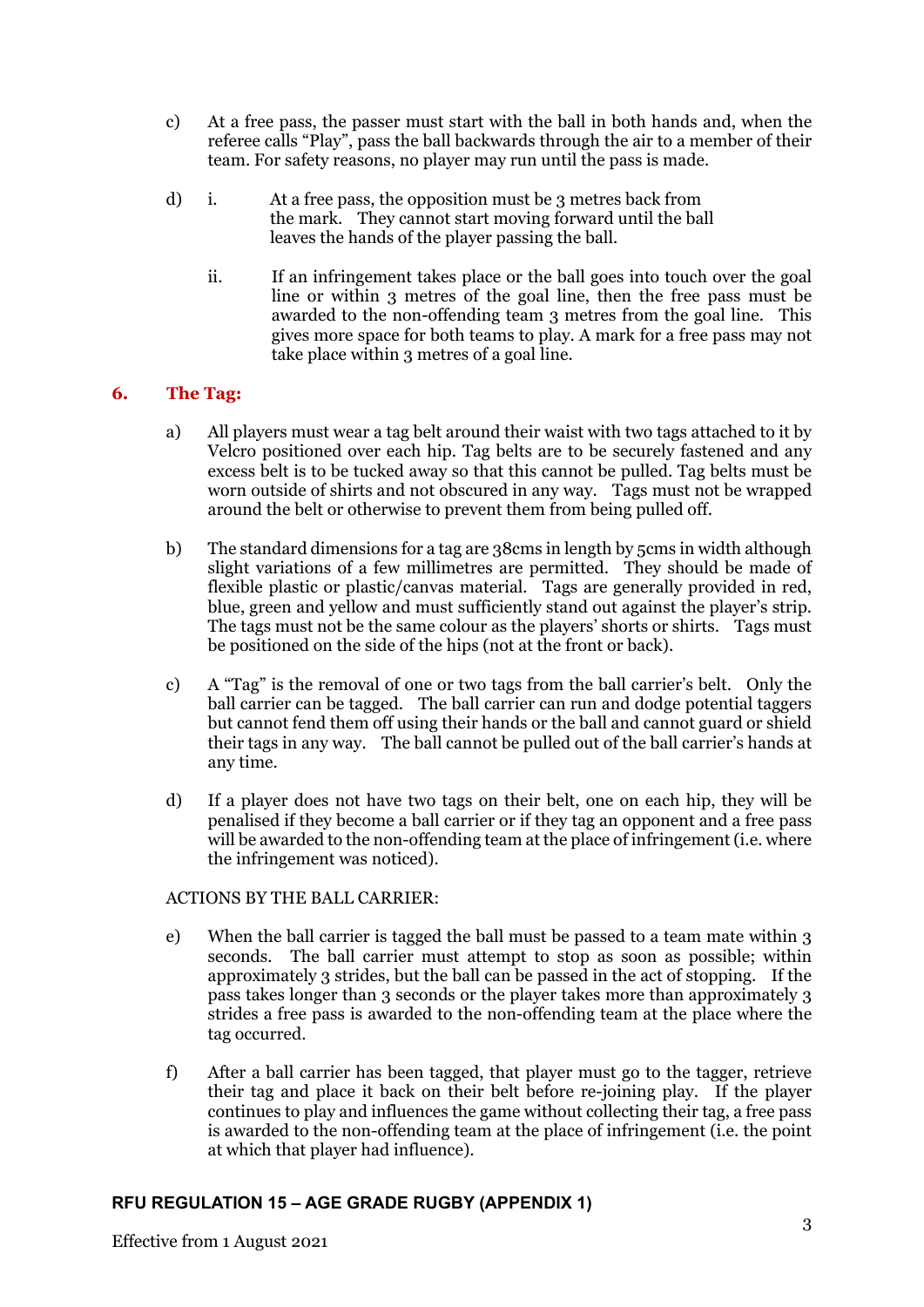c) At a free pass, the passer must start with the ball in both hands and, when the referee calls "Play", pass the ball backwards through the air to a member of their team. For safety reasons, no player may run until the pass is made.

d) i. At a free pass, the opposition must be 3 metres back from the mark. They cannot start moving forward until the ball leaves the hands of the player passing the ball.

   ii. If an infringement takes place or the ball goes into touch over the goal line or within 3 metres of the goal line, then the free pass must be awarded to the non-offending team 3 metres from the goal line. This gives more space for both teams to play. A mark for a free pass may not take place within 3 metres of a goal line.

## 6. The Tag:

a) All players must wear a tag belt around their waist with two tags attached to it by Velcro positioned over each hip. Tag belts are to be securely fastened and any excess belt is to be tucked away so that this cannot be pulled. Tag belts must be worn outside of shirts and not obscured in any way. Tags must not be wrapped around the belt or otherwise to prevent them from being pulled off.

b) The standard dimensions for a tag are 38cms in length by 5cms in width although slight variations of a few millimetres are permitted. They should be made of flexible plastic or plastic/canvas material. Tags are generally provided in red, blue, green and yellow and must sufficiently stand out against the player's strip. The tags must not be the same colour as the players' shorts or shirts. Tags must be positioned on the side of the hips (not at the front or back).

c) A "Tag" is the removal of one or two tags from the ball carrier's belt. Only the ball carrier can be tagged. The ball carrier can run and dodge potential taggers but cannot fend them off using their hands or the ball and cannot guard or shield their tags in any way. The ball cannot be pulled out of the ball carrier's hands at any time.

d) If a player does not have two tags on their belt, one on each hip, they will be penalised if they become a ball carrier or if they tag an opponent and a free pass will be awarded to the non-offending team at the place of infringement (i.e. where the infringement was noticed).

ACTIONS BY THE BALL CARRIER:

e) When the ball carrier is tagged the ball must be passed to a team mate within 3 seconds. The ball carrier must attempt to stop as soon as possible; within approximately 3 strides, but the ball can be passed in the act of stopping. If the pass takes longer than 3 seconds or the player takes more than approximately 3 strides a free pass is awarded to the non-offending team at the place where the tag occurred.

f) After a ball carrier has been tagged, that player must go to the tagger, retrieve their tag and place it back on their belt before re-joining play. If the player continues to play and influences the game without collecting their tag, a free pass is awarded to the non-offending team at the place of infringement (i.e. the point at which that player had influence).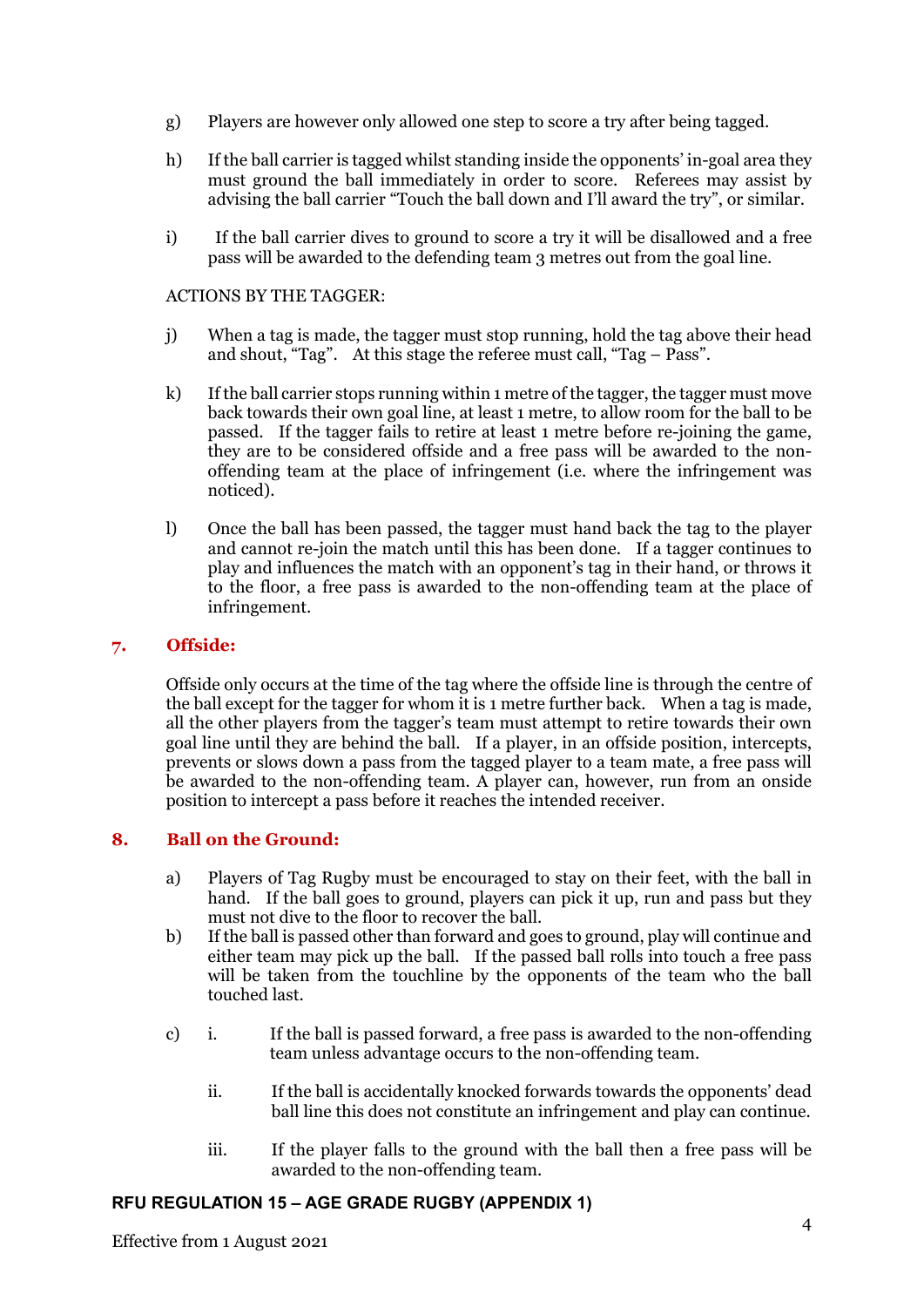g) Players are however only allowed one step to score a try after being tagged.

h) If the ball carrier is tagged whilst standing inside the opponents' in-goal area they must ground the ball immediately in order to score. Referees may assist by advising the ball carrier "Touch the ball down and I'll award the try", or similar.

i) If the ball carrier dives to ground to score a try it will be disallowed and a free pass will be awarded to the defending team 3 metres out from the goal line.

ACTIONS BY THE TAGGER:

j) When a tag is made, the tagger must stop running, hold the tag above their head and shout, "Tag". At this stage the referee must call, "Tag – Pass".

k) If the ball carrier stops running within 1 metre of the tagger, the tagger must move back towards their own goal line, at least 1 metre, to allow room for the ball to be passed. If the tagger fails to retire at least 1 metre before re-joining the game, they are to be considered offside and a free pass will be awarded to the non-offending team at the place of infringement (i.e. where the infringement was noticed).

l) Once the ball has been passed, the tagger must hand back the tag to the player and cannot re-join the match until this has been done. If a tagger continues to play and influences the match with an opponent's tag in their hand, or throws it to the floor, a free pass is awarded to the non-offending team at the place of infringement.

## 7. Offside:

Offside only occurs at the time of the tag where the offside line is through the centre of the ball except for the tagger for whom it is 1 metre further back. When a tag is made, all the other players from the tagger's team must attempt to retire towards their own goal line until they are behind the ball. If a player, in an offside position, intercepts, prevents or slows down a pass from the tagged player to a team mate, a free pass will be awarded to the non-offending team. A player can, however, run from an onside position to intercept a pass before it reaches the intended receiver.

## 8. Ball on the Ground:

a) Players of Tag Rugby must be encouraged to stay on their feet, with the ball in hand. If the ball goes to ground, players can pick it up, run and pass but they must not dive to the floor to recover the ball.

b) If the ball is passed other than forward and goes to ground, play will continue and either team may pick up the ball. If the passed ball rolls into touch a free pass will be taken from the touchline by the opponents of the team who the ball touched last.

c) i. If the ball is passed forward, a free pass is awarded to the non-offending team unless advantage occurs to the non-offending team.

   ii. If the ball is accidentally knocked forwards towards the opponents' dead ball line this does not constitute an infringement and play can continue.

   iii. If the player falls to the ground with the ball then a free pass will be awarded to the non-offending team.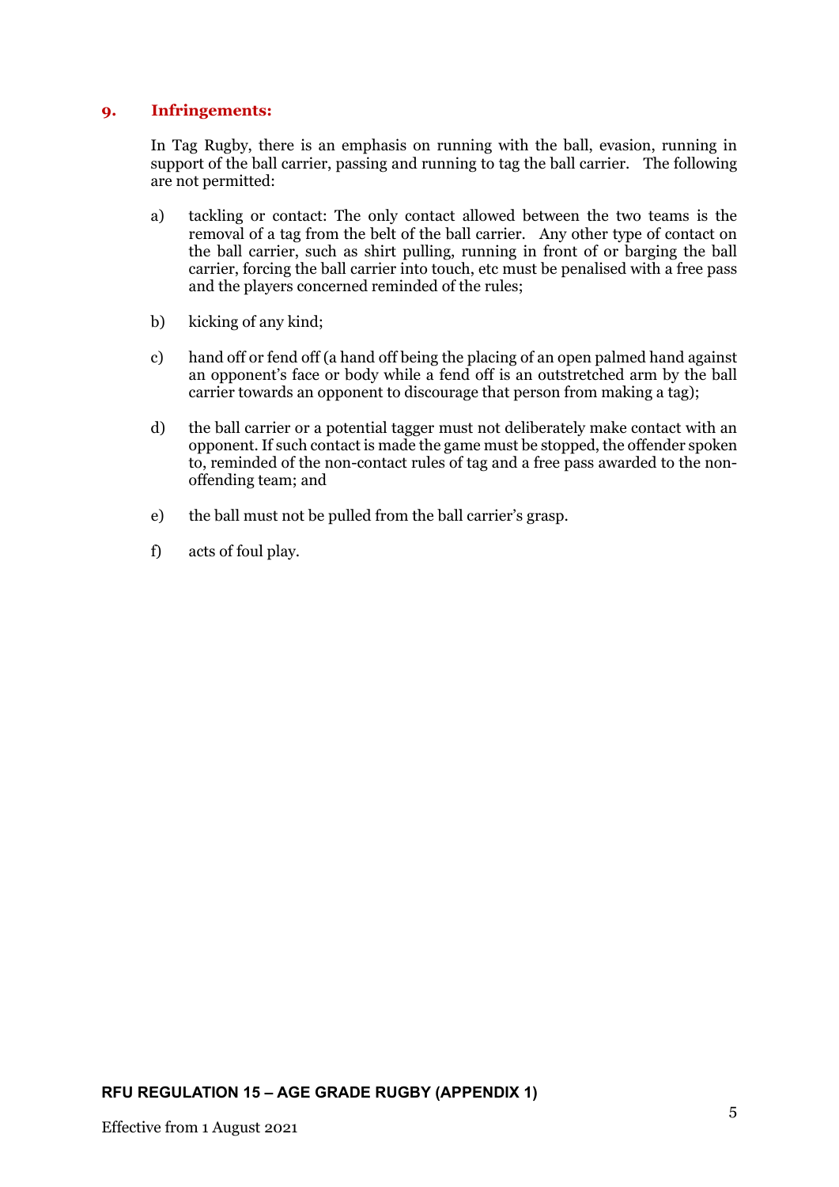## 9. Infringements:

In Tag Rugby, there is an emphasis on running with the ball, evasion, running in support of the ball carrier, passing and running to tag the ball carrier. The following are not permitted:

a) tackling or contact: The only contact allowed between the two teams is the removal of a tag from the belt of the ball carrier. Any other type of contact on the ball carrier, such as shirt pulling, running in front of or barging the ball carrier, forcing the ball carrier into touch, etc must be penalised with a free pass and the players concerned reminded of the rules;

b) kicking of any kind;

c) hand off or fend off (a hand off being the placing of an open palmed hand against an opponent's face or body while a fend off is an outstretched arm by the ball carrier towards an opponent to discourage that person from making a tag);

d) the ball carrier or a potential tagger must not deliberately make contact with an opponent. If such contact is made the game must be stopped, the offender spoken to, reminded of the non-contact rules of tag and a free pass awarded to the non-offending team; and

e) the ball must not be pulled from the ball carrier's grasp.

f) acts of foul play.